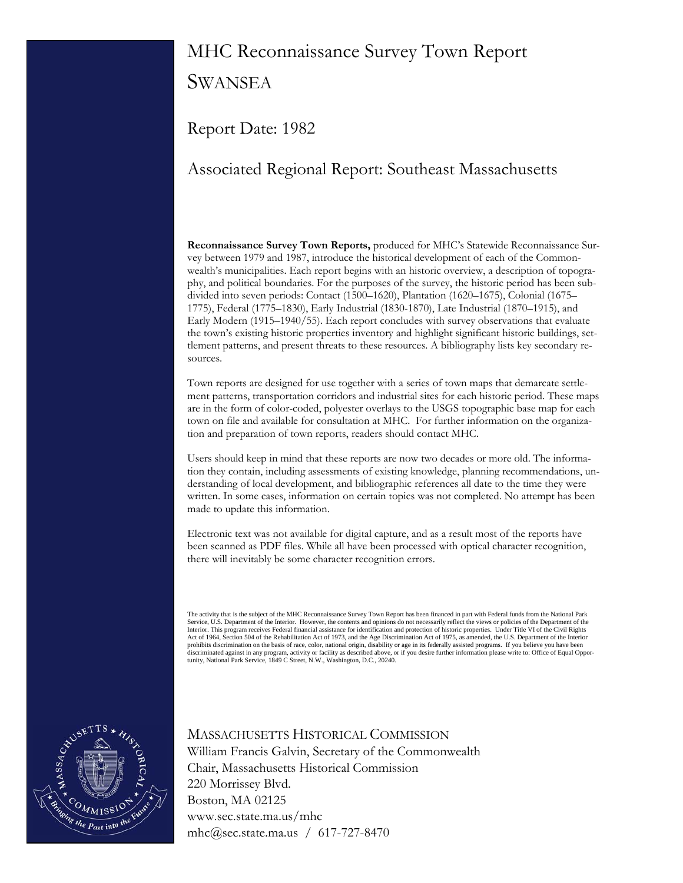# MHC Reconnaissance Survey Town Report

# SWANSEA

## Report Date: 1982

## Associated Regional Report: Southeast Massachusetts

**Reconnaissance Survey Town Reports,** produced for MHC's Statewide Reconnaissance Survey between 1979 and 1987, introduce the historical development of each of the Commonwealth's municipalities. Each report begins with an historic overview, a description of topography, and political boundaries. For the purposes of the survey, the historic period has been subdivided into seven periods: Contact (1500–1620), Plantation (1620–1675), Colonial (1675–1775), Federal (1775–1830), Early Industrial (1830-1870), Late Industrial (1870–1915), and Early Modern (1915–1940/55). Each report concludes with survey observations that evaluate the town's existing historic properties inventory and highlight significant historic buildings, settlement patterns, and present threats to these resources. A bibliography lists key secondary resources.

Town reports are designed for use together with a series of town maps that demarcate settlement patterns, transportation corridors and industrial sites for each historic period. These maps are in the form of color-coded, polyester overlays to the USGS topographic base map for each town on file and available for consultation at MHC. For further information on the organization and preparation of town reports, readers should contact MHC.

Users should keep in mind that these reports are now two decades or more old. The information they contain, including assessments of existing knowledge, planning recommendations, understanding of local development, and bibliographic references all date to the time they were written. In some cases, information on certain topics was not completed. No attempt has been made to update this information.

Electronic text was not available for digital capture, and as a result most of the reports have been scanned as PDF files. While all have been processed with optical character recognition, there will inevitably be some character recognition errors.

The activity that is the subject of the MHC Reconnaissance Survey Town Report has been financed in part with Federal funds from the National Park Service, U.S. Department of the Interior. However, the contents and opinions do not necessarily reflect the views or policies of the Department of the Interior. This program receives Federal financial assistance for identification and protection of historic properties. Under Title VI of the Civil Rights Act of 1964, Section 504 of the Rehabilitation Act of 1973, and the Age Discrimination Act of 1975, as amended, the U.S. Department of the Interior prohibits discrimination on the basis of race, color, national origin, disability or age in its federally assisted programs. If you believe you have been discriminated against in any program, activity or facility as described above, or if you desire further information please write to: Office of Equal Opportunity, National Park Service, 1849 C Street, N.W., Washington, D.C., 20240.

MASSACHUSETTS HISTORICAL COMMISSION
William Francis Galvin, Secretary of the Commonwealth
Chair, Massachusetts Historical Commission
220 Morrissey Blvd.
Boston, MA 02125
www.sec.state.ma.us/mhc
mhc@sec.state.ma.us / 617-727-8470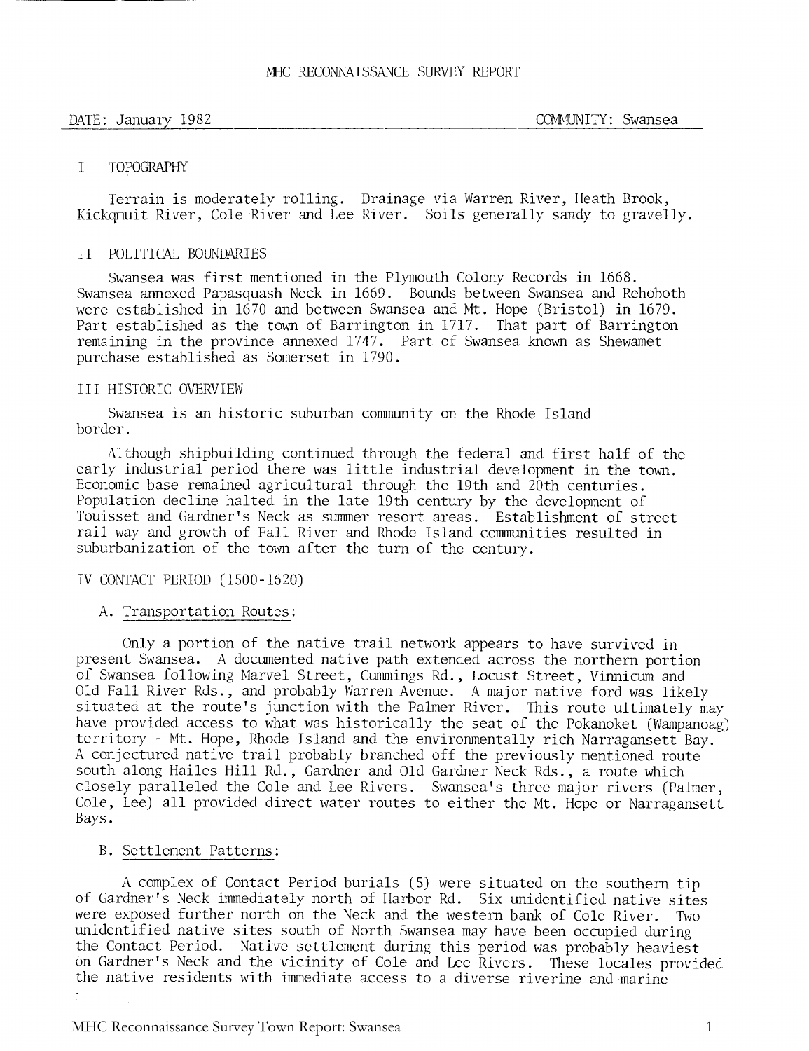MHC RECONNAISSANCE SURVEY REPORT

DATE: January 1982 COMMUNITY: Swansea

## I TOPOGRAPHY

Terrain is moderately rolling. Drainage via Warren River, Heath Brook, Kickqmuit River, Cole River and Lee River. Soils generally sandy to gravelly.

## II POLITICAL BOUNDARIES

Swansea was first mentioned in the Plymouth Colony Records in 1668. Swansea annexed Papasquash Neck in 1669. Bounds between Swansea and Rehoboth were established in 1670 and between Swansea and Mt. Hope (Bristol) in 1679. Part established as the town of Barrington in 1717. That part of Barrington remaining in the province annexed 1747. Part of Swansea known as Shewamet purchase established as Somerset in 1790.

## III HISTORIC OVERVIEW

Swansea is an historic suburban community on the Rhode Island border.

Although shipbuilding continued through the federal and first half of the early industrial period there was little industrial development in the town. Economic base remained agricultural through the 19th and 20th centuries. Population decline halted in the late 19th century by the development of Touisset and Gardner's Neck as summer resort areas. Establishment of street rail way and growth of Fall River and Rhode Island communities resulted in suburbanization of the town after the turn of the century.

## IV CONTACT PERIOD (1500-1620)

### A. Transportation Routes:

Only a portion of the native trail network appears to have survived in present Swansea. A documented native path extended across the northern portion of Swansea following Marvel Street, Cummings Rd., Locust Street, Vinnicum and Old Fall River Rds., and probably Warren Avenue. A major native ford was likely situated at the route's junction with the Palmer River. This route ultimately may have provided access to what was historically the seat of the Pokanoket (Wampanoag) territory - Mt. Hope, Rhode Island and the environmentally rich Narragansett Bay. A conjectured native trail probably branched off the previously mentioned route south along Hailes Hill Rd., Gardner and Old Gardner Neck Rds., a route which closely paralleled the Cole and Lee Rivers. Swansea's three major rivers (Palmer, Cole, Lee) all provided direct water routes to either the Mt. Hope or Narragansett Bays.

### B. Settlement Patterns:

A complex of Contact Period burials (5) were situated on the southern tip of Gardner's Neck immediately north of Harbor Rd. Six unidentified native sites were exposed further north on the Neck and the western bank of Cole River. Two unidentified native sites south of North Swansea may have been occupied during the Contact Period. Native settlement during this period was probably heaviest on Gardner's Neck and the vicinity of Cole and Lee Rivers. These locales provided the native residents with immediate access to a diverse riverine and marine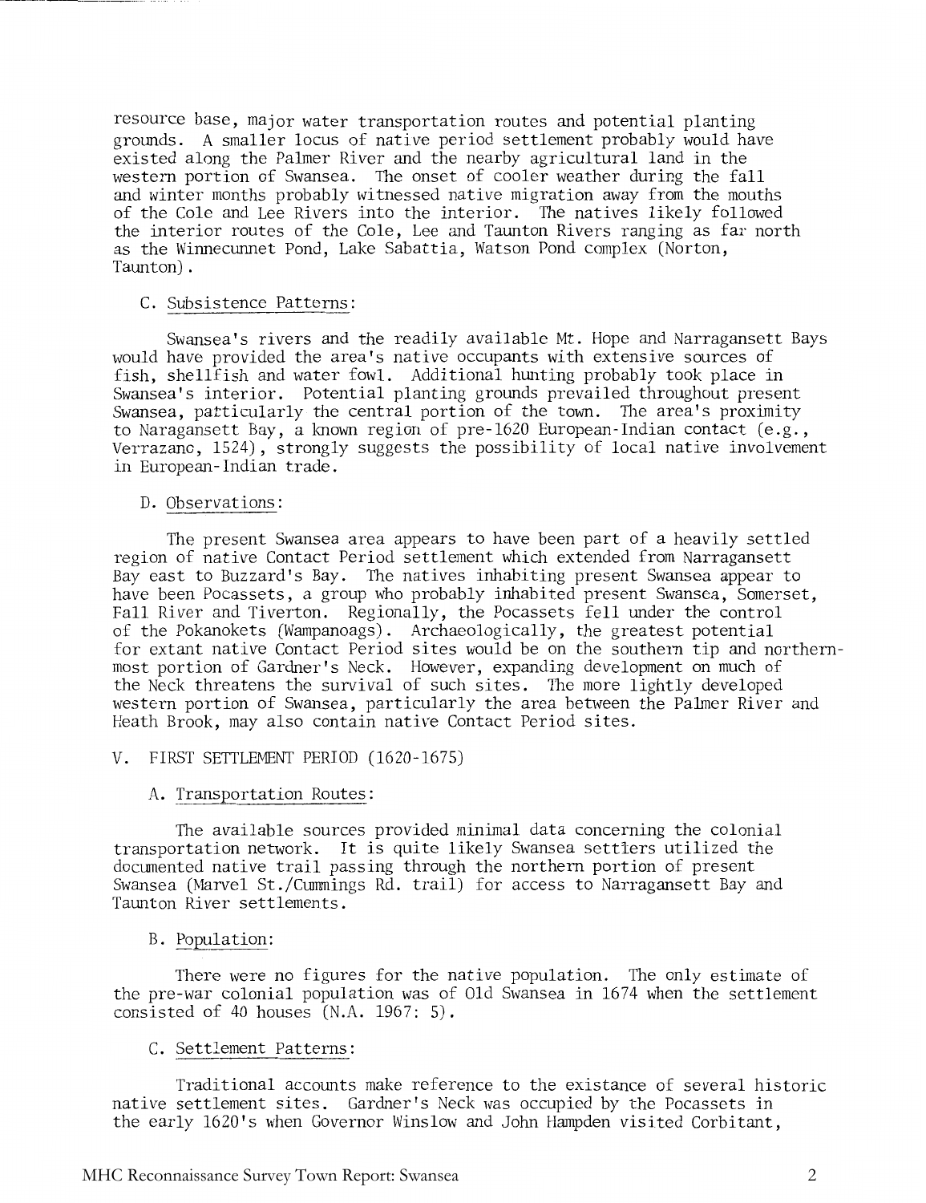resource base, major water transportation routes and potential planting grounds. A smaller locus of native period settlement probably would have existed along the Palmer River and the nearby agricultural land in the western portion of Swansea. The onset of cooler weather during the fall and winter months probably witnessed native migration away from the mouths of the Cole and Lee Rivers into the interior. The natives likely followed the interior routes of the Cole, Lee and Taunton Rivers ranging as far north as the Winnecunnet Pond, Lake Sabattia, Watson Pond complex (Norton, Taunton).

### C. Subsistence Patterns:

Swansea's rivers and the readily available Mt. Hope and Narragansett Bays would have provided the area's native occupants with extensive sources of fish, shellfish and water fowl. Additional hunting probably took place in Swansea's interior. Potential planting grounds prevailed throughout present Swansea, patticularly the central portion of the town. The area's proximity to Naragansett Bay, a known region of pre-1620 European-Indian contact (e.g., Verrazano, 1524), strongly suggests the possibility of local native involvement in European-Indian trade.

### D. Observations:

The present Swansea area appears to have been part of a heavily settled region of native Contact Period settlement which extended from Narragansett Bay east to Buzzard's Bay. The natives inhabiting present Swansea appear to have been Pocassets, a group who probably inhabited present Swansea, Somerset, Fall River and Tiverton. Regionally, the Pocassets fell under the control of the Pokanokets (Wampanoags). Archaeologically, the greatest potential for extant native Contact Period sites would be on the southern tip and northernmost portion of Gardner's Neck. However, expanding development on much of the Neck threatens the survival of such sites. The more lightly developed western portion of Swansea, particularly the area between the Palmer River and Heath Brook, may also contain native Contact Period sites.

## V. FIRST SETTLEMENT PERIOD (1620-1675)

### A. Transportation Routes:

The available sources provided minimal data concerning the colonial transportation network. It is quite likely Swansea settlers utilized the documented native trail passing through the northern portion of present Swansea (Marvel St./Cummings Rd. trail) for access to Narragansett Bay and Taunton River settlements.

### B. Population:

There were no figures for the native population. The only estimate of the pre-war colonial population was of Old Swansea in 1674 when the settlement consisted of 40 houses (N.A. 1967: 5).

### C. Settlement Patterns:

Traditional accounts make reference to the existance of several historic native settlement sites. Gardner's Neck was occupied by the Pocassets in the early 1620's when Governor Winslow and John Hampden visited Corbitant,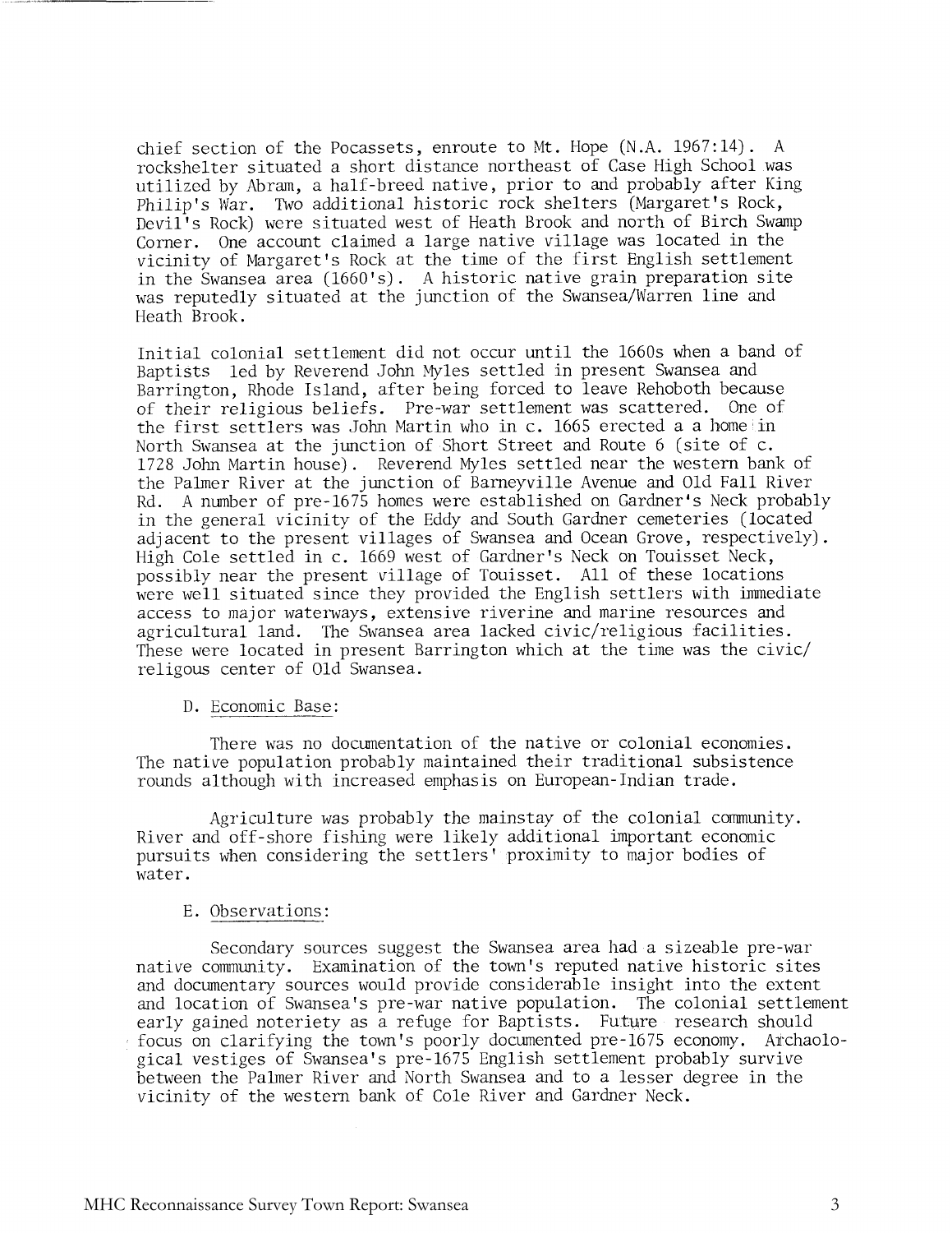chief section of the Pocassets, enroute to Mt. Hope (N.A. 1967:14). A rockshelter situated a short distance northeast of Case High School was utilized by Abram, a half-breed native, prior to and probably after King Philip's War. Two additional historic rock shelters (Margaret's Rock, Devil's Rock) were situated west of Heath Brook and north of Birch Swamp Corner. One account claimed a large native village was located in the vicinity of Margaret's Rock at the time of the first English settlement in the Swansea area (1660's). A historic native grain preparation site was reputedly situated at the junction of the Swansea/Warren line and Heath Brook.

Initial colonial settlement did not occur until the 1660s when a band of Baptists led by Reverend John Myles settled in present Swansea and Barrington, Rhode Island, after being forced to leave Rehoboth because of their religious beliefs. Pre-war settlement was scattered. One of the first settlers was John Martin who in c. 1665 erected a a home in North Swansea at the junction of Short Street and Route 6 (site of c. 1728 John Martin house). Reverend Myles settled near the western bank of the Palmer River at the junction of Barneyville Avenue and Old Fall River Rd. A number of pre-1675 homes were established on Gardner's Neck probably in the general vicinity of the Eddy and South Gardner cemeteries (located adjacent to the present villages of Swansea and Ocean Grove, respectively). High Cole settled in c. 1669 west of Gardner's Neck on Touisset Neck, possibly near the present village of Touisset. All of these locations were well situated since they provided the English settlers with immediate access to major waterways, extensive riverine and marine resources and agricultural land. The Swansea area lacked civic/religious facilities. These were located in present Barrington which at the time was the civic/religous center of Old Swansea.

D. Economic Base:

There was no documentation of the native or colonial economies. The native population probably maintained their traditional subsistence rounds although with increased emphasis on European-Indian trade.

Agriculture was probably the mainstay of the colonial community. River and off-shore fishing were likely additional important economic pursuits when considering the settlers' proximity to major bodies of water.

E. Observations:

Secondary sources suggest the Swansea area had a sizeable pre-war native community. Examination of the town's reputed native historic sites and documentary sources would provide considerable insight into the extent and location of Swansea's pre-war native population. The colonial settlement early gained noteriety as a refuge for Baptists. Future research should focus on clarifying the town's poorly documented pre-1675 economy. Archaeological vestiges of Swansea's pre-1675 English settlement probably survive between the Palmer River and North Swansea and to a lesser degree in the vicinity of the western bank of Cole River and Gardner Neck.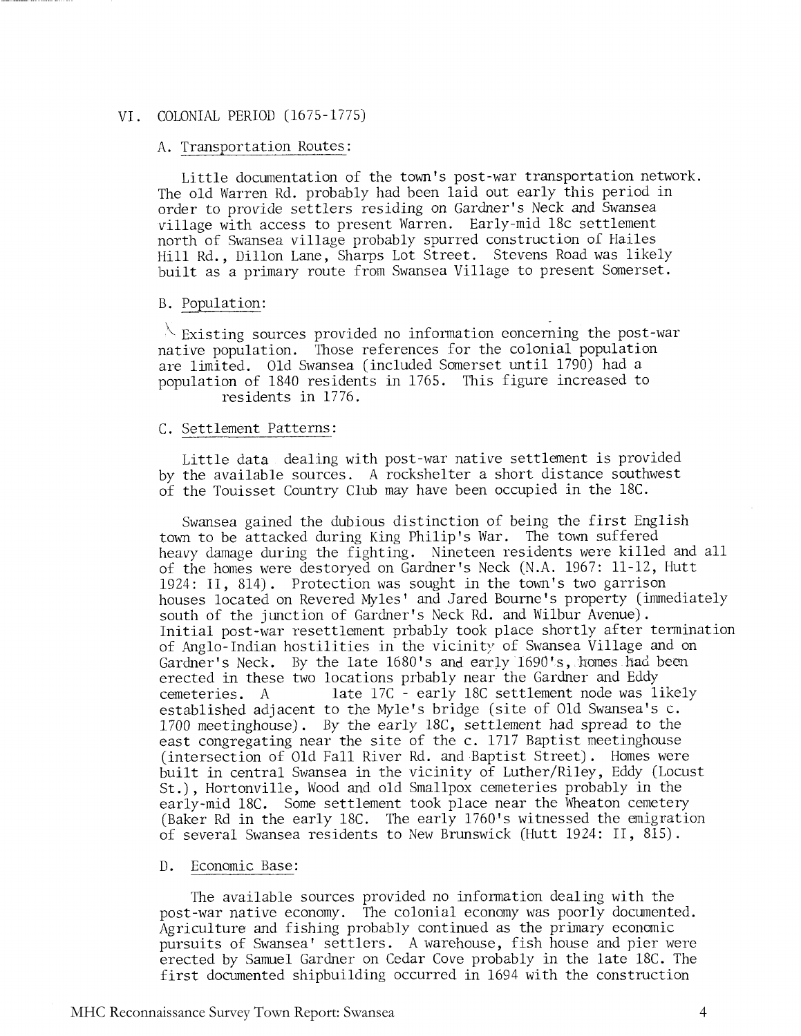## VI. COLONIAL PERIOD (1675-1775)

### A. Transportation Routes:

Little documentation of the town's post-war transportation network. The old Warren Rd. probably had been laid out early this period in order to provide settlers residing on Gardner's Neck and Swansea village with access to present Warren. Early-mid 18c settlement north of Swansea village probably spurred construction of Hailes Hill Rd., Dillon Lane, Sharps Lot Street. Stevens Road was likely built as a primary route from Swansea Village to present Somerset.

### B. Population:

Existing sources provided no information concerning the post-war native population. Those references for the colonial population are limited. Old Swansea (included Somerset until 1790) had a population of 1840 residents in 1765. This figure increased to residents in 1776.

### C. Settlement Patterns:

Little data dealing with post-war native settlement is provided by the available sources. A rockshelter a short distance southwest of the Touisset Country Club may have been occupied in the 18C.

Swansea gained the dubious distinction of being the first English town to be attacked during King Philip's War. The town suffered heavy damage during the fighting. Nineteen residents were killed and all of the homes were destoryed on Gardner's Neck (N.A. 1967: 11-12, Hutt 1924: II, 814). Protection was sought in the town's two garrison houses located on Revered Myles' and Jared Bourne's property (immediately south of the junction of Gardner's Neck Rd. and Wilbur Avenue). Initial post-war resettlement prbably took place shortly after termination of Anglo-Indian hostilities in the vicinity of Swansea Village and on Gardner's Neck. By the late 1680's and early 1690's, homes had been erected in these two locations prbably near the Gardner and Eddy cemeteries. A late 17C - early 18C settlement node was likely established adjacent to the Myle's bridge (site of Old Swansea's c. 1700 meetinghouse). By the early 18C, settlement had spread to the east congregating near the site of the c. 1717 Baptist meetinghouse (intersection of Old Fall River Rd. and Baptist Street). Homes were built in central Swansea in the vicinity of Luther/Riley, Eddy (Locust St.), Hortonville, Wood and old Smallpox cemeteries probably in the early-mid 18C. Some settlement took place near the Wheaton cemetery (Baker Rd in the early 18C. The early 1760's witnessed the emigration of several Swansea residents to New Brunswick (Hutt 1924: II, 815).

### D. Economic Base:

The available sources provided no information dealing with the post-war native economy. The colonial economy was poorly documented. Agriculture and fishing probably continued as the primary economic pursuits of Swansea' settlers. A warehouse, fish house and pier were erected by Samuel Gardner on Cedar Cove probably in the late 18C. The first documented shipbuilding occurred in 1694 with the construction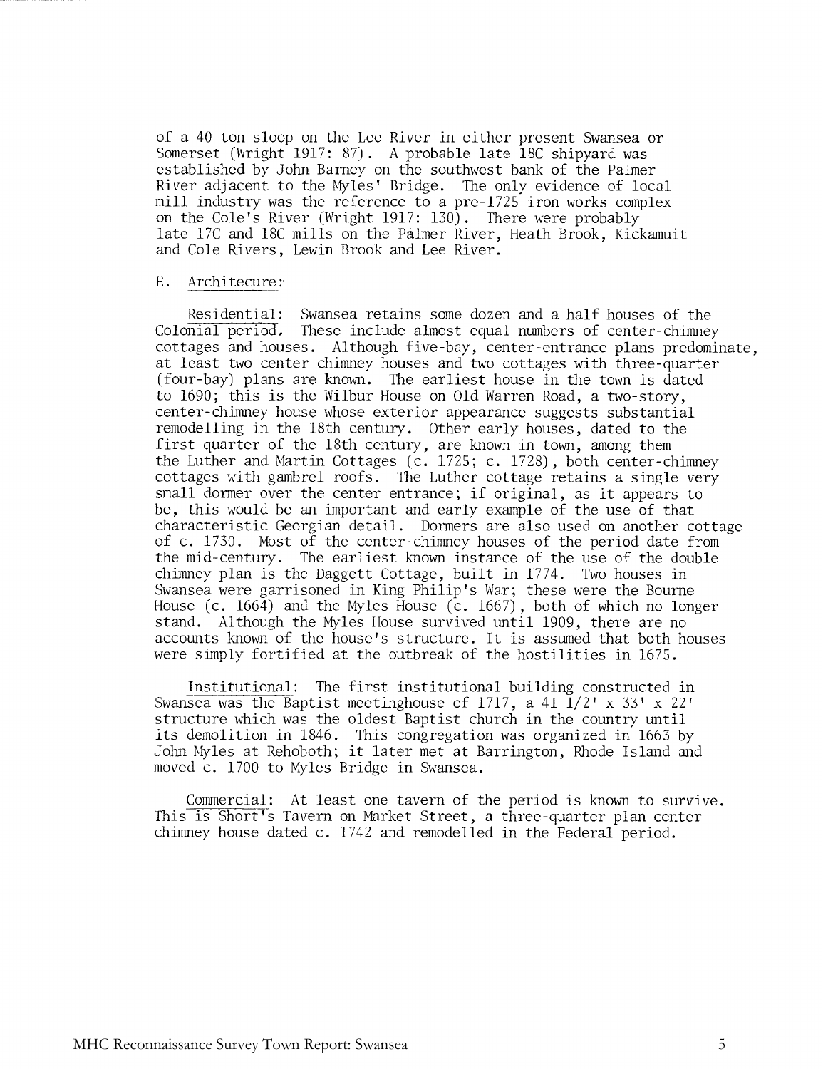of a 40 ton sloop on the Lee River in either present Swansea or Somerset (Wright 1917: 87). A probable late 18C shipyard was established by John Barney on the southwest bank of the Palmer River adjacent to the Myles' Bridge. The only evidence of local mill industry was the reference to a pre-1725 iron works complex on the Cole's River (Wright 1917: 130). There were probably late 17C and 18C mills on the Palmer River, Heath Brook, Kickamuit and Cole Rivers, Lewin Brook and Lee River.

### E. Architecure:

Residential: Swansea retains some dozen and a half houses of the Colonial period. These include almost equal numbers of center-chimney cottages and houses. Although five-bay, center-entrance plans predominate, at least two center chimney houses and two cottages with three-quarter (four-bay) plans are known. The earliest house in the town is dated to 1690; this is the Wilbur House on Old Warren Road, a two-story, center-chimney house whose exterior appearance suggests substantial remodelling in the 18th century. Other early houses, dated to the first quarter of the 18th century, are known in town, among them the Luther and Martin Cottages (c. 1725; c. 1728), both center-chimney cottages with gambrel roofs. The Luther cottage retains a single very small dormer over the center entrance; if original, as it appears to be, this would be an important and early example of the use of that characteristic Georgian detail. Dormers are also used on another cottage of c. 1730. Most of the center-chimney houses of the period date from the mid-century. The earliest known instance of the use of the double chimney plan is the Daggett Cottage, built in 1774. Two houses in Swansea were garrisoned in King Philip's War; these were the Bourne House (c. 1664) and the Myles House (c. 1667), both of which no longer stand. Although the Myles House survived until 1909, there are no accounts known of the house's structure. It is assumed that both houses were simply fortified at the outbreak of the hostilities in 1675.

Institutional: The first institutional building constructed in Swansea was the Baptist meetinghouse of 1717, a 41 1/2' x 33' x 22' structure which was the oldest Baptist church in the country until its demolition in 1846. This congregation was organized in 1663 by John Myles at Rehoboth; it later met at Barrington, Rhode Island and moved c. 1700 to Myles Bridge in Swansea.

Commercial: At least one tavern of the period is known to survive. This is Short's Tavern on Market Street, a three-quarter plan center chimney house dated c. 1742 and remodelled in the Federal period.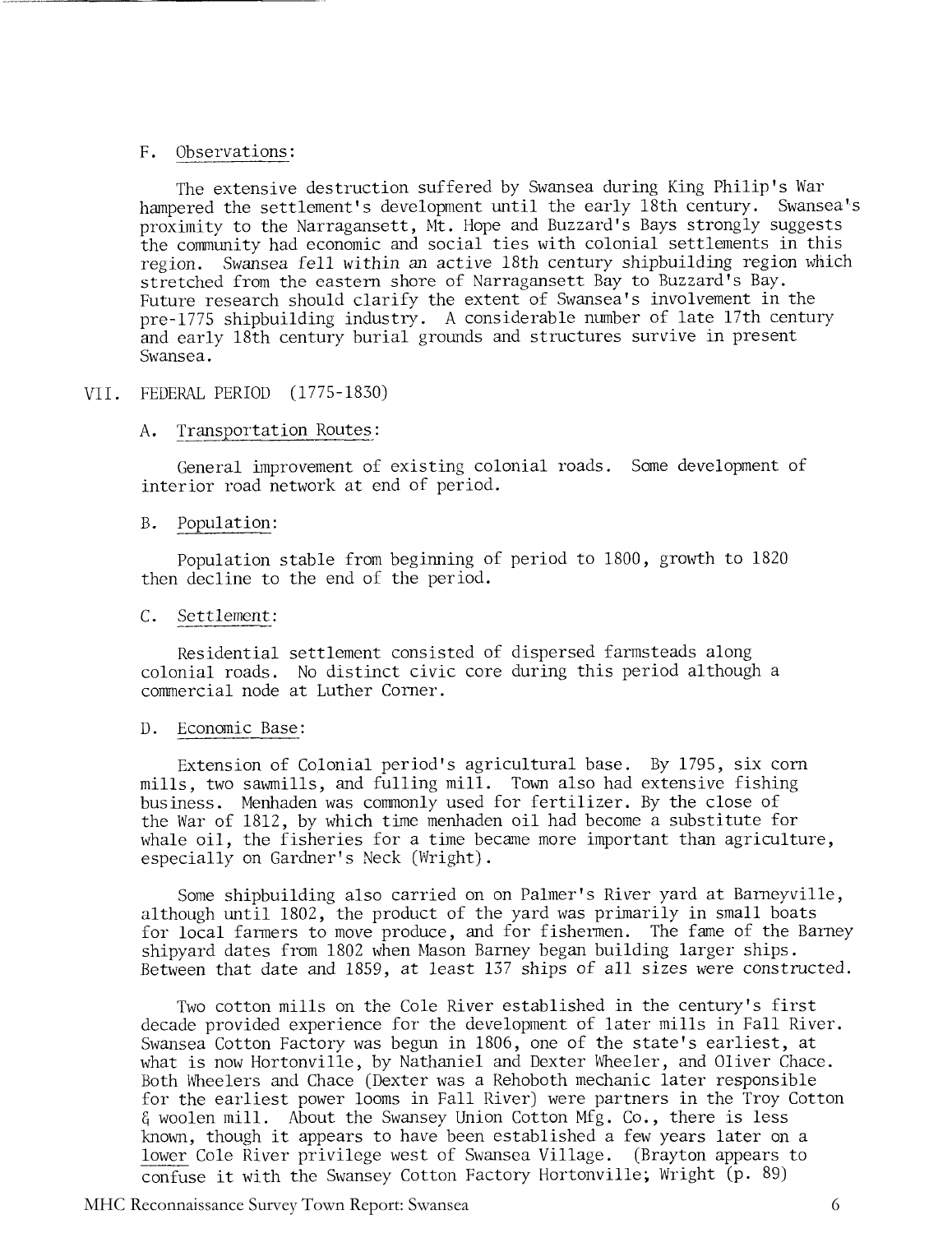F. Observations:

The extensive destruction suffered by Swansea during King Philip's War hampered the settlement's development until the early 18th century. Swansea's proximity to the Narragansett, Mt. Hope and Buzzard's Bays strongly suggests the community had economic and social ties with colonial settlements in this region. Swansea fell within an active 18th century shipbuilding region which stretched from the eastern shore of Narragansett Bay to Buzzard's Bay. Future research should clarify the extent of Swansea's involvement in the pre-1775 shipbuilding industry. A considerable number of late 17th century and early 18th century burial grounds and structures survive in present Swansea.

## VII. FEDERAL PERIOD (1775-1830)

A. Transportation Routes:

General improvement of existing colonial roads. Some development of interior road network at end of period.

B. Population:

Population stable from beginning of period to 1800, growth to 1820 then decline to the end of the period.

C. Settlement:

Residential settlement consisted of dispersed farmsteads along colonial roads. No distinct civic core during this period although a commercial node at Luther Corner.

D. Economic Base:

Extension of Colonial period's agricultural base. By 1795, six corn mills, two sawmills, and fulling mill. Town also had extensive fishing business. Menhaden was commonly used for fertilizer. By the close of the War of 1812, by which time menhaden oil had become a substitute for whale oil, the fisheries for a time became more important than agriculture, especially on Gardner's Neck (Wright).

Some shipbuilding also carried on on Palmer's River yard at Barneyville, although until 1802, the product of the yard was primarily in small boats for local farmers to move produce, and for fishermen. The fame of the Barney shipyard dates from 1802 when Mason Barney began building larger ships. Between that date and 1859, at least 137 ships of all sizes were constructed.

Two cotton mills on the Cole River established in the century's first decade provided experience for the development of later mills in Fall River. Swansea Cotton Factory was begun in 1806, one of the state's earliest, at what is now Hortonville, by Nathaniel and Dexter Wheeler, and Oliver Chace. Both Wheelers and Chace (Dexter was a Rehoboth mechanic later responsible for the earliest power looms in Fall River) were partners in the Troy Cotton & woolen mill. About the Swansey Union Cotton Mfg. Co., there is less known, though it appears to have been established a few years later on a lower Cole River privilege west of Swansea Village. (Brayton appears to confuse it with the Swansey Cotton Factory Hortonville; Wright (p. 89)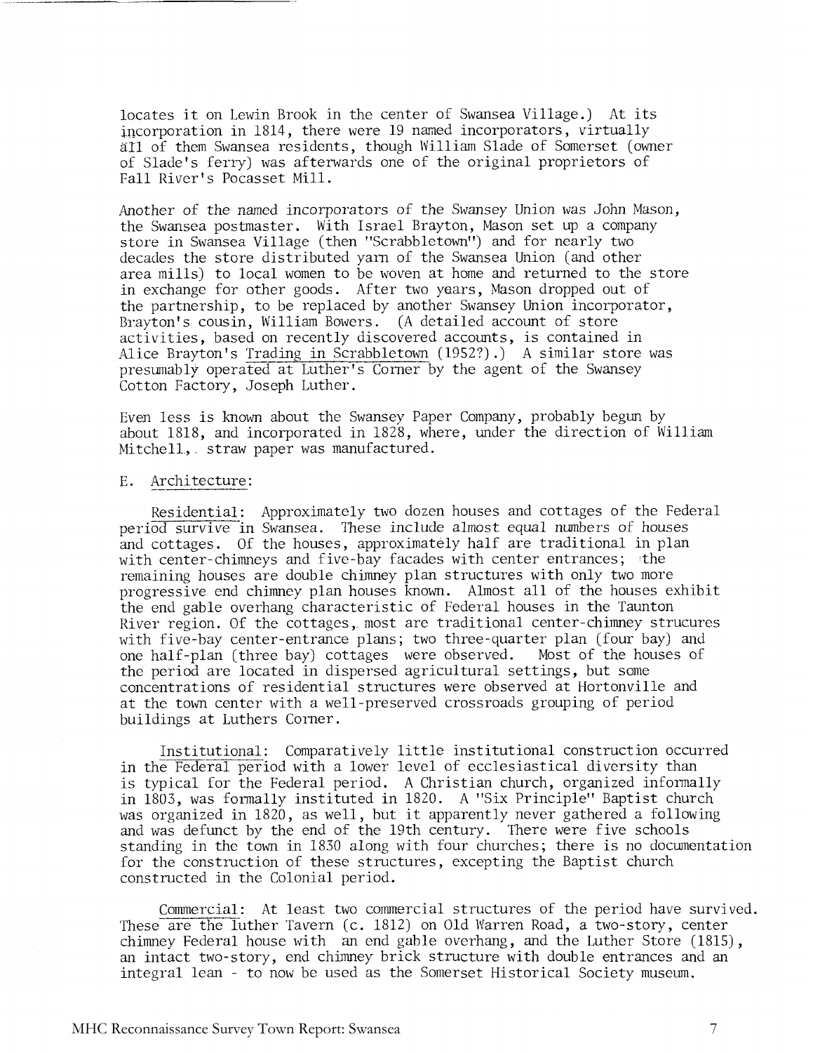locates it on Lewin Brook in the center of Swansea Village.) At its incorporation in 1814, there were 19 named incorporators, virtually all of them Swansea residents, though William Slade of Somerset (owner of Slade's ferry) was afterwards one of the original proprietors of Fall River's Pocasset Mill.

Another of the named incorporators of the Swansey Union was John Mason, the Swansea postmaster. With Israel Brayton, Mason set up a company store in Swansea Village (then "Scrabbletown") and for nearly two decades the store distributed yarn of the Swansea Union (and other area mills) to local women to be woven at home and returned to the store in exchange for other goods. After two years, Mason dropped out of the partnership, to be replaced by another Swansey Union incorporator, Brayton's cousin, William Bowers. (A detailed account of store activities, based on recently discovered accounts, is contained in Alice Brayton's Trading in Scrabbletown (1952?).) A similar store was presumably operated at Luther's Corner by the agent of the Swansey Cotton Factory, Joseph Luther.

Even less is known about the Swansey Paper Company, probably begun by about 1818, and incorporated in 1828, where, under the direction of William Mitchell, straw paper was manufactured.

E. Architecture:

Residential: Approximately two dozen houses and cottages of the Federal period survive in Swansea. These include almost equal numbers of houses and cottages. Of the houses, approximately half are traditional in plan with center-chimneys and five-bay facades with center entrances; the remaining houses are double chimney plan structures with only two more progressive end chimney plan houses known. Almost all of the houses exhibit the end gable overhang characteristic of Federal houses in the Taunton River region. Of the cottages, most are traditional center-chimney strucures with five-bay center-entrance plans; two three-quarter plan (four bay) and one half-plan (three bay) cottages were observed. Most of the houses of the period are located in dispersed agricultural settings, but some concentrations of residential structures were observed at Hortonville and at the town center with a well-preserved crossroads grouping of period buildings at Luthers Corner.

Institutional: Comparatively little institutional construction occurred in the Federal period with a lower level of ecclesiastical diversity than is typical for the Federal period. A Christian church, organized informally in 1803, was formally instituted in 1820. A "Six Principle" Baptist church was organized in 1820, as well, but it apparently never gathered a following and was defunct by the end of the 19th century. There were five schools standing in the town in 1830 along with four churches; there is no documentation for the construction of these structures, excepting the Baptist church constructed in the Colonial period.

Commercial: At least two commercial structures of the period have survived. These are the Luther Tavern (c. 1812) on Old Warren Road, a two-story, center chimney Federal house with an end gable overhang, and the Luther Store (1815), an intact two-story, end chimney brick structure with double entrances and an integral lean - to now be used as the Somerset Historical Society museum.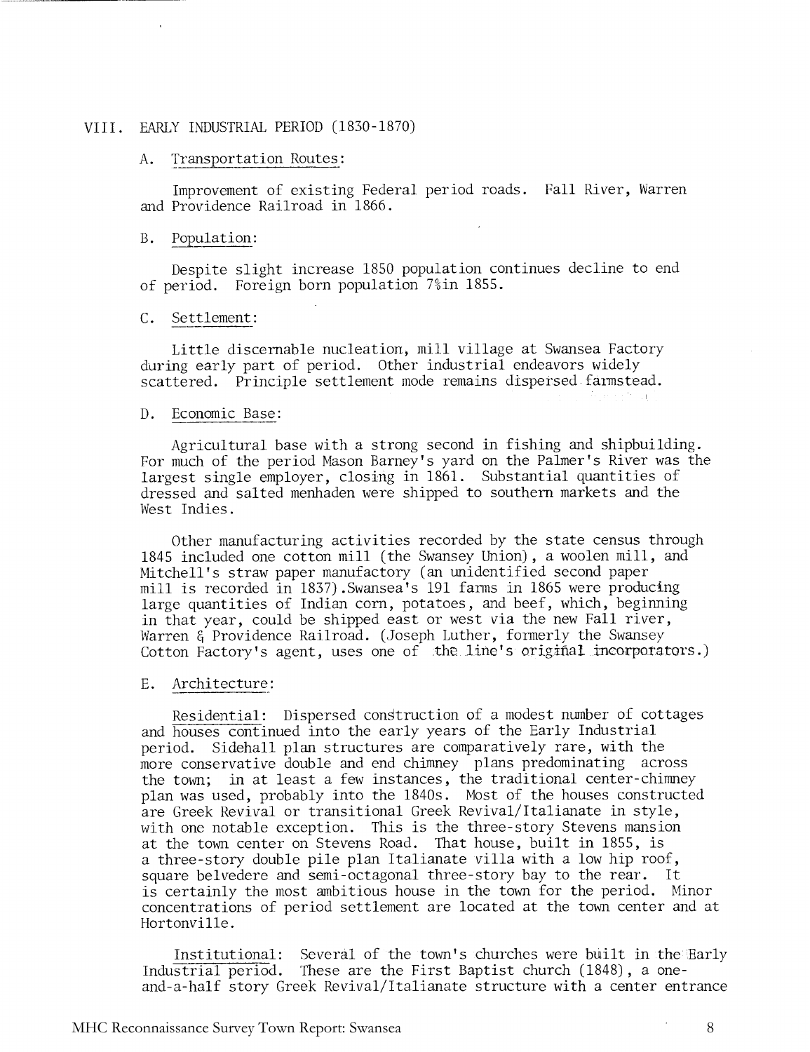## VIII. EARLY INDUSTRIAL PERIOD (1830-1870)

### A. Transportation Routes:

Improvement of existing Federal period roads. Fall River, Warren and Providence Railroad in 1866.

### B. Population:

Despite slight increase 1850 population continues decline to end of period. Foreign born population 7%in 1855.

### C. Settlement:

Little discernable nucleation, mill village at Swansea Factory during early part of period. Other industrial endeavors widely scattered. Principle settlement mode remains dispersed farmstead.

### D. Economic Base:

Agricultural base with a strong second in fishing and shipbuilding. For much of the period Mason Barney's yard on the Palmer's River was the largest single employer, closing in 1861. Substantial quantities of dressed and salted menhaden were shipped to southern markets and the West Indies.

Other manufacturing activities recorded by the state census through 1845 included one cotton mill (the Swansey Union), a woolen mill, and Mitchell's straw paper manufactory (an unidentified second paper mill is recorded in 1837).Swansea's 191 farms in 1865 were producing large quantities of Indian corn, potatoes, and beef, which, beginning in that year, could be shipped east or west via the new Fall river, Warren & Providence Railroad. (Joseph Luther, formerly the Swansey Cotton Factory's agent, uses one of the line's original incorporators.)

### E. Architecture:

Residential: Dispersed construction of a modest number of cottages and houses continued into the early years of the Early Industrial period. Sidehall plan structures are comparatively rare, with the more conservative double and end chimney plans predominating across the town; in at least a few instances, the traditional center-chimney plan was used, probably into the 1840s. Most of the houses constructed are Greek Revival or transitional Greek Revival/Italianate in style, with one notable exception. This is the three-story Stevens mansion at the town center on Stevens Road. That house, built in 1855, is a three-story double pile plan Italianate villa with a low hip roof, square belvedere and semi-octagonal three-story bay to the rear. It is certainly the most ambitious house in the town for the period. Minor concentrations of period settlement are located at the town center and at Hortonville.

Institutional: Several of the town's churches were built in the Early Industrial period. These are the First Baptist church (1848), a one-and-a-half story Greek Revival/Italianate structure with a center entrance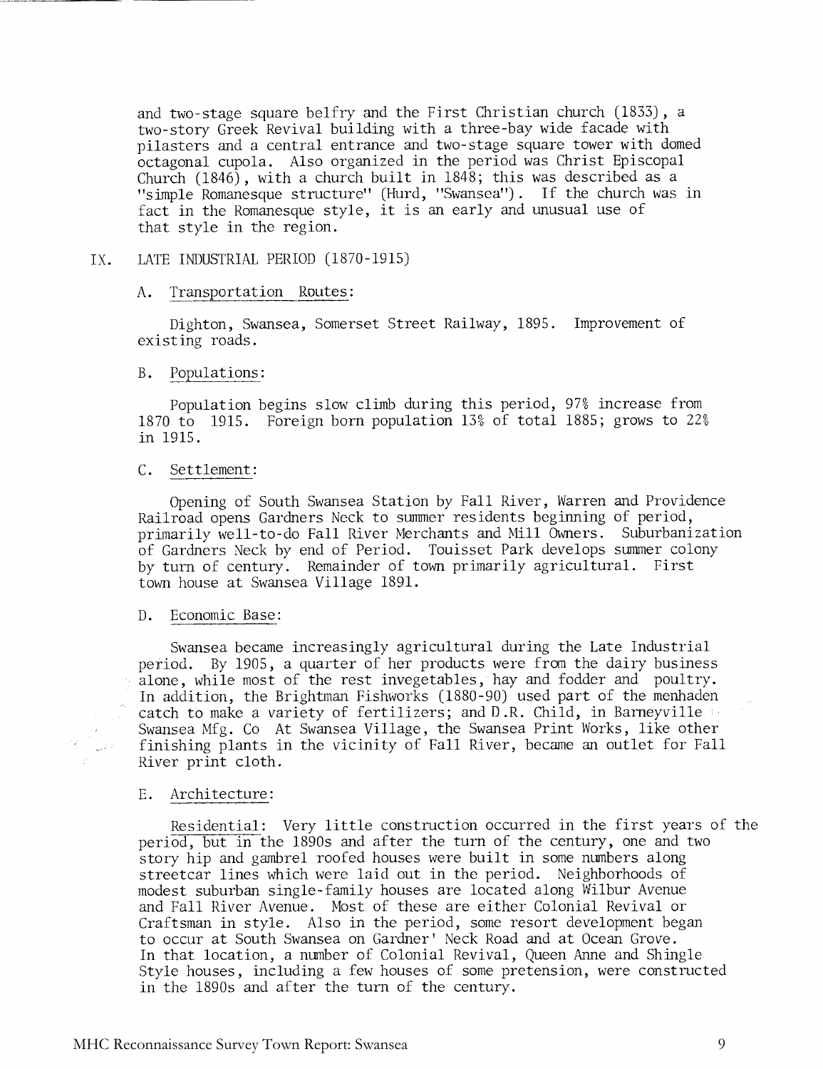and two-stage square belfry and the First Christian church (1833), a two-story Greek Revival building with a three-bay wide facade with pilasters and a central entrance and two-stage square tower with domed octagonal cupola. Also organized in the period was Christ Episcopal Church (1846), with a church built in 1848; this was described as a "simple Romanesque structure" (Hurd, "Swansea"). If the church was in fact in the Romanesque style, it is an early and unusual use of that style in the region.

## IX. LATE INDUSTRIAL PERIOD (1870-1915)

### A. Transportation Routes:

Dighton, Swansea, Somerset Street Railway, 1895. Improvement of existing roads.

### B. Populations:

Population begins slow climb during this period, 97% increase from 1870 to 1915. Foreign born population 13% of total 1885; grows to 22% in 1915.

### C. Settlement:

Opening of South Swansea Station by Fall River, Warren and Providence Railroad opens Gardners Neck to summer residents beginning of period, primarily well-to-do Fall River Merchants and Mill Owners. Suburbanization of Gardners Neck by end of Period. Touisset Park develops summer colony by turn of century. Remainder of town primarily agricultural. First town house at Swansea Village 1891.

### D. Economic Base:

Swansea became increasingly agricultural during the Late Industrial period. By 1905, a quarter of her products were from the dairy business alone, while most of the rest invegetables, hay and fodder and poultry. In addition, the Brightman Fishworks (1880-90) used part of the menhaden catch to make a variety of fertilizers; and D.R. Child, in Barneyville Swansea Mfg. Co At Swansea Village, the Swansea Print Works, like other finishing plants in the vicinity of Fall River, became an outlet for Fall River print cloth.

### E. Architecture:

Residential: Very little construction occurred in the first years of the period, but in the 1890s and after the turn of the century, one and two story hip and gambrel roofed houses were built in some numbers along streetcar lines which were laid out in the period. Neighborhoods of modest suburban single-family houses are located along Wilbur Avenue and Fall River Avenue. Most of these are either Colonial Revival or Craftsman in style. Also in the period, some resort development began to occur at South Swansea on Gardner' Neck Road and at Ocean Grove. In that location, a number of Colonial Revival, Queen Anne and Shingle Style houses, including a few houses of some pretension, were constructed in the 1890s and after the turn of the century.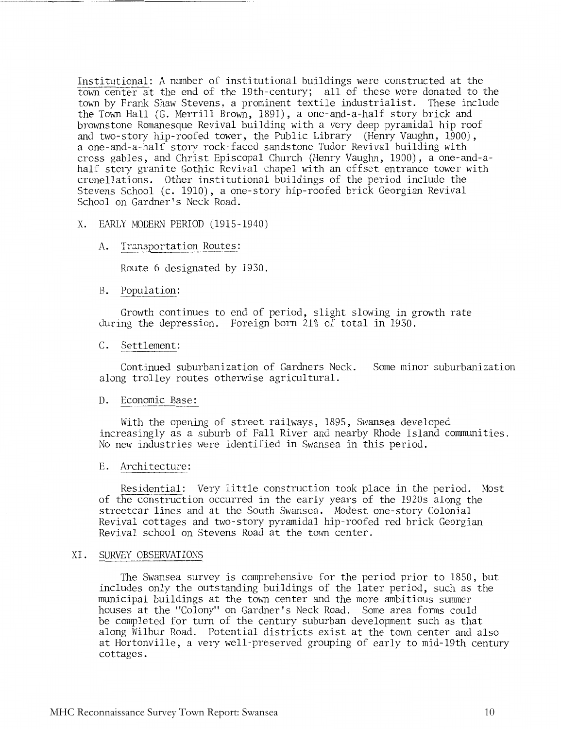Institutional: A number of institutional buildings were constructed at the town center at the end of the 19th-century; all of these were donated to the town by Frank Shaw Stevens, a prominent textile industrialist. These include the Town Hall (G. Merrill Brown, 1891), a one-and-a-half story brick and brownstone Romanesque Revival building with a very deep pyramidal hip roof and two-story hip-roofed tower, the Public Library (Henry Vaughn, 1900), a one-and-a-half story rock-faced sandstone Tudor Revival building with cross gables, and Christ Episcopal Church (Henry Vaughn, 1900), a one-and-a-half story granite Gothic Revival chapel with an offset entrance tower with crenellations. Other institutional buildings of the period include the Stevens School (c. 1910), a one-story hip-roofed brick Georgian Revival School on Gardner's Neck Road.

## X. EARLY MODERN PERIOD (1915-1940)

### A. Transportation Routes:

Route 6 designated by 1930.

### B. Population:

Growth continues to end of period, slight slowing in growth rate during the depression. Foreign born 21% of total in 1930.

### C. Settlement:

Continued suburbanization of Gardners Neck. Some minor suburbanization along trolley routes otherwise agricultural.

### D. Economic Base:

With the opening of street railways, 1895, Swansea developed increasingly as a suburb of Fall River and nearby Rhode Island communities. No new industries were identified in Swansea in this period.

### E. Architecture:

Residential: Very little construction took place in the period. Most of the construction occurred in the early years of the 1920s along the streetcar lines and at the South Swansea. Modest one-story Colonial Revival cottages and two-story pyramidal hip-roofed red brick Georgian Revival school on Stevens Road at the town center.

## XI. SURVEY OBSERVATIONS

The Swansea survey is comprehensive for the period prior to 1850, but includes only the outstanding buildings of the later period, such as the municipal buildings at the town center and the more ambitious summer houses at the "Colony" on Gardner's Neck Road. Some area forms could be completed for turn of the century suburban development such as that along Wilbur Road. Potential districts exist at the town center and also at Hortonville, a very well-preserved grouping of early to mid-19th century cottages.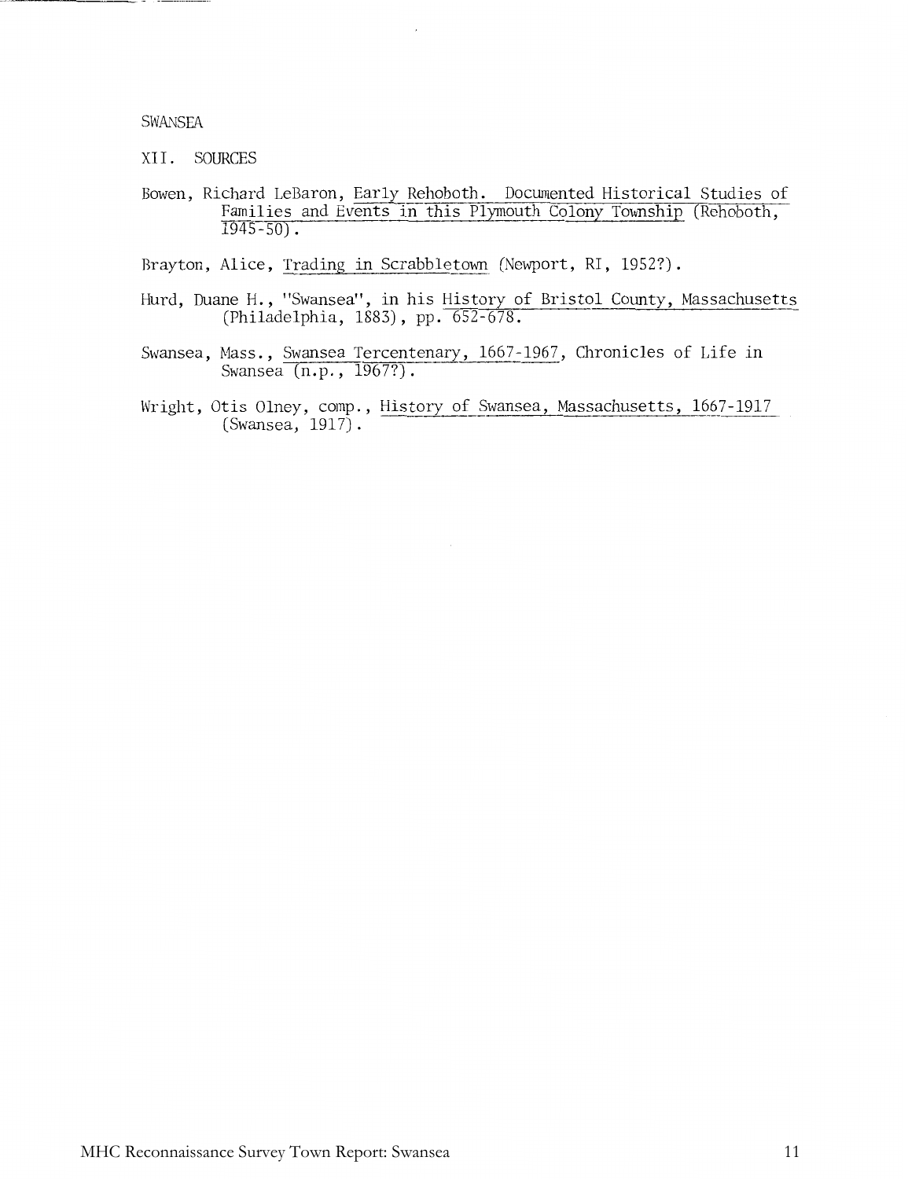SWANSEA

## XII. SOURCES

Bowen, Richard LeBaron, Early Rehoboth. Documented Historical Studies of Families and Events in this Plymouth Colony Township (Rehoboth, 1945-50).

Brayton, Alice, Trading in Scrabbletown (Newport, RI, 1952?).

Hurd, Duane H., "Swansea", in his History of Bristol County, Massachusetts (Philadelphia, 1883), pp. 652-678.

Swansea, Mass., Swansea Tercentenary, 1667-1967, Chronicles of Life in Swansea (n.p., 1967?).

Wright, Otis Olney, comp., History of Swansea, Massachusetts, 1667-1917 (Swansea, 1917).